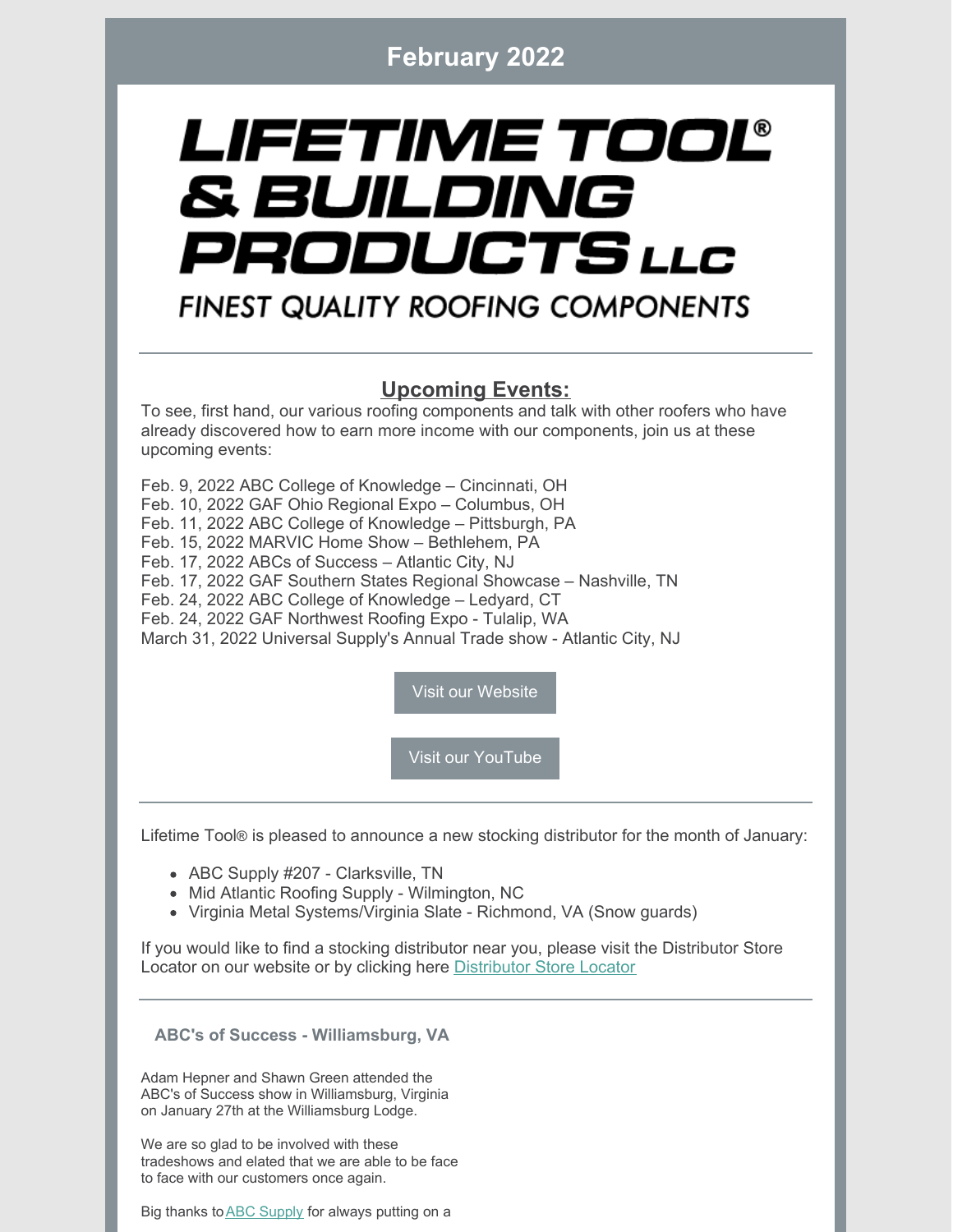# February 2022

**LIFETIME TOOL® & BUILDING PRODUCTS LLC**

FINEST QUALITY ROOFING COMPONENTS

---

## Upcoming Events:

To see, first hand, our various roofing components and talk with other roofers who have already discovered how to earn more income with our components, join us at these upcoming events:

Feb. 9, 2022 ABC College of Knowledge – Cincinnati, OH
Feb. 10, 2022 GAF Ohio Regional Expo – Columbus, OH
Feb. 11, 2022 ABC College of Knowledge – Pittsburgh, PA
Feb. 15, 2022 MARVIC Home Show – Bethlehem, PA
Feb. 17, 2022 ABCs of Success – Atlantic City, NJ
Feb. 17, 2022 GAF Southern States Regional Showcase – Nashville, TN
Feb. 24, 2022 ABC College of Knowledge – Ledyard, CT
Feb. 24, 2022 GAF Northwest Roofing Expo - Tulalip, WA
March 31, 2022 Universal Supply's Annual Trade show - Atlantic City, NJ

Visit our Website

Visit our YouTube

---

Lifetime Tool® is pleased to announce a new stocking distributor for the month of January:

- ABC Supply #207 - Clarksville, TN
- Mid Atlantic Roofing Supply - Wilmington, NC
- Virginia Metal Systems/Virginia Slate - Richmond, VA (Snow guards)

If you would like to find a stocking distributor near you, please visit the Distributor Store Locator on our website or by clicking here [Distributor Store Locator]

---

### ABC's of Success - Williamsburg, VA

Adam Hepner and Shawn Green attended the ABC's of Success show in Williamsburg, Virginia on January 27th at the Williamsburg Lodge.

We are so glad to be involved with these tradeshows and elated that we are able to be face to face with our customers once again.

Big thanks to [ABC Supply] for always putting on a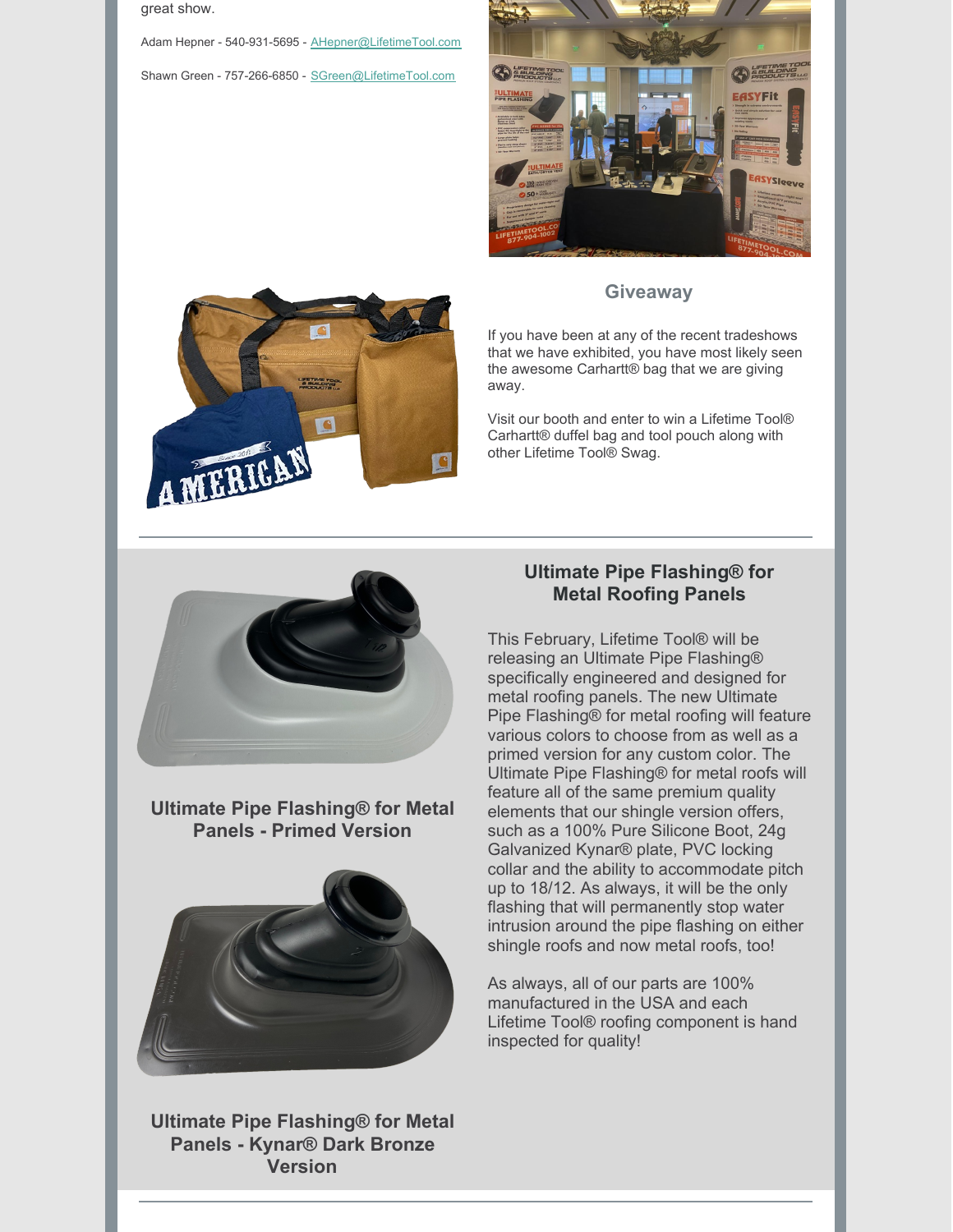great show.

Adam Hepner - 540-931-5695 - AHepner@LifetimeTool.com

Shawn Green - 757-266-6850 - SGreen@LifetimeTool.com

## Giveaway

If you have been at any of the recent tradeshows that we have exhibited, you have most likely seen the awesome Carhartt® bag that we are giving away.

Visit our booth and enter to win a Lifetime Tool® Carhartt® duffel bag and tool pouch along with other Lifetime Tool® Swag.

---

## Ultimate Pipe Flashing® for Metal Roofing Panels

This February, Lifetime Tool® will be releasing an Ultimate Pipe Flashing® specifically engineered and designed for metal roofing panels. The new Ultimate Pipe Flashing® for metal roofing will feature various colors to choose from as well as a primed version for any custom color. The Ultimate Pipe Flashing® for metal roofs will feature all of the same premium quality elements that our shingle version offers, such as a 100% Pure Silicone Boot, 24g Galvanized Kynar® plate, PVC locking collar and the ability to accommodate pitch up to 18/12. As always, it will be the only flashing that will permanently stop water intrusion around the pipe flashing on either shingle roofs and now metal roofs, too!

As always, all of our parts are 100% manufactured in the USA and each Lifetime Tool® roofing component is hand inspected for quality!

**Ultimate Pipe Flashing® for Metal Panels - Primed Version**

**Ultimate Pipe Flashing® for Metal Panels - Kynar® Dark Bronze Version**

---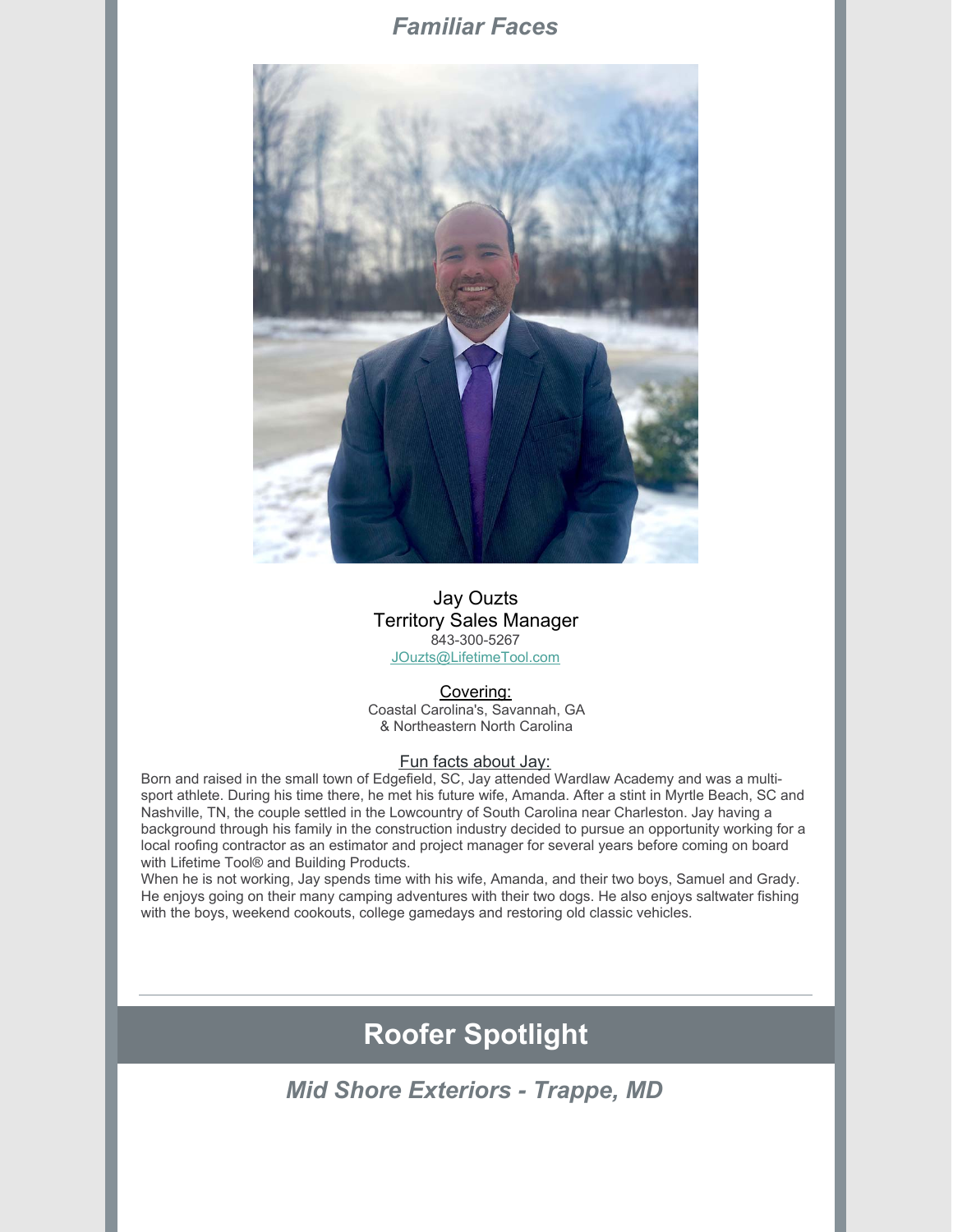## *Familiar Faces*

Jay Ouzts
Territory Sales Manager
843-300-5267
JOuzts@LifetimeTool.com

Covering:
Coastal Carolina's, Savannah, GA
& Northeastern North Carolina

Fun facts about Jay:

Born and raised in the small town of Edgefield, SC, Jay attended Wardlaw Academy and was a multi-sport athlete. During his time there, he met his future wife, Amanda. After a stint in Myrtle Beach, SC and Nashville, TN, the couple settled in the Lowcountry of South Carolina near Charleston. Jay having a background through his family in the construction industry decided to pursue an opportunity working for a local roofing contractor as an estimator and project manager for several years before coming on board with Lifetime Tool® and Building Products.

When he is not working, Jay spends time with his wife, Amanda, and their two boys, Samuel and Grady. He enjoys going on their many camping adventures with their two dogs. He also enjoys saltwater fishing with the boys, weekend cookouts, college gamedays and restoring old classic vehicles.

---

# Roofer Spotlight

## *Mid Shore Exteriors - Trappe, MD*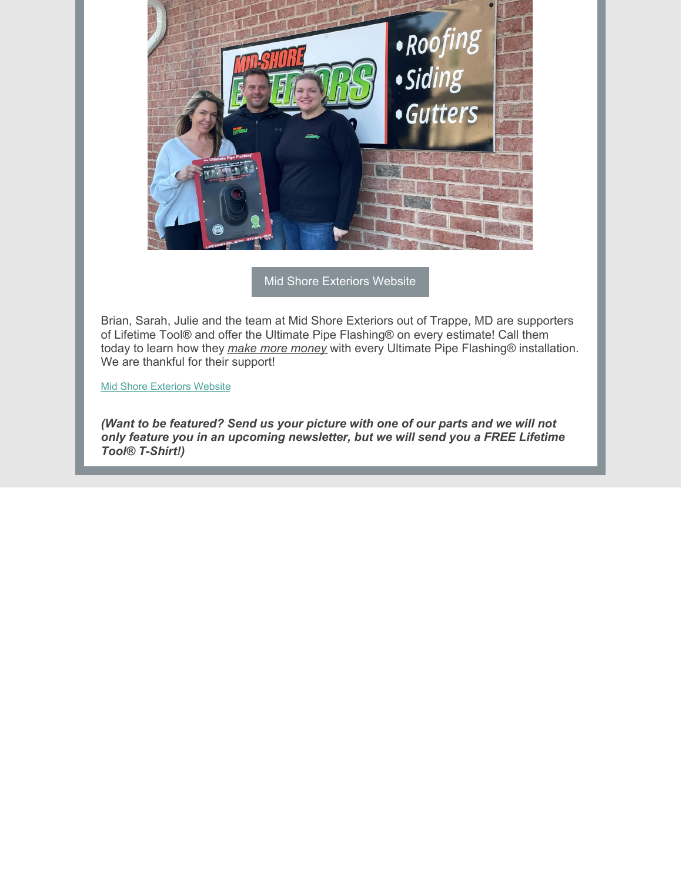Mid Shore Exteriors Website

Brian, Sarah, Julie and the team at Mid Shore Exteriors out of Trappe, MD are supporters of Lifetime Tool® and offer the Ultimate Pipe Flashing® on every estimate! Call them today to learn how they *make more money* with every Ultimate Pipe Flashing® installation. We are thankful for their support!

Mid Shore Exteriors Website

***(Want to be featured? Send us your picture with one of our parts and we will not only feature you in an upcoming newsletter, but we will send you a FREE Lifetime Tool® T-Shirt!)***